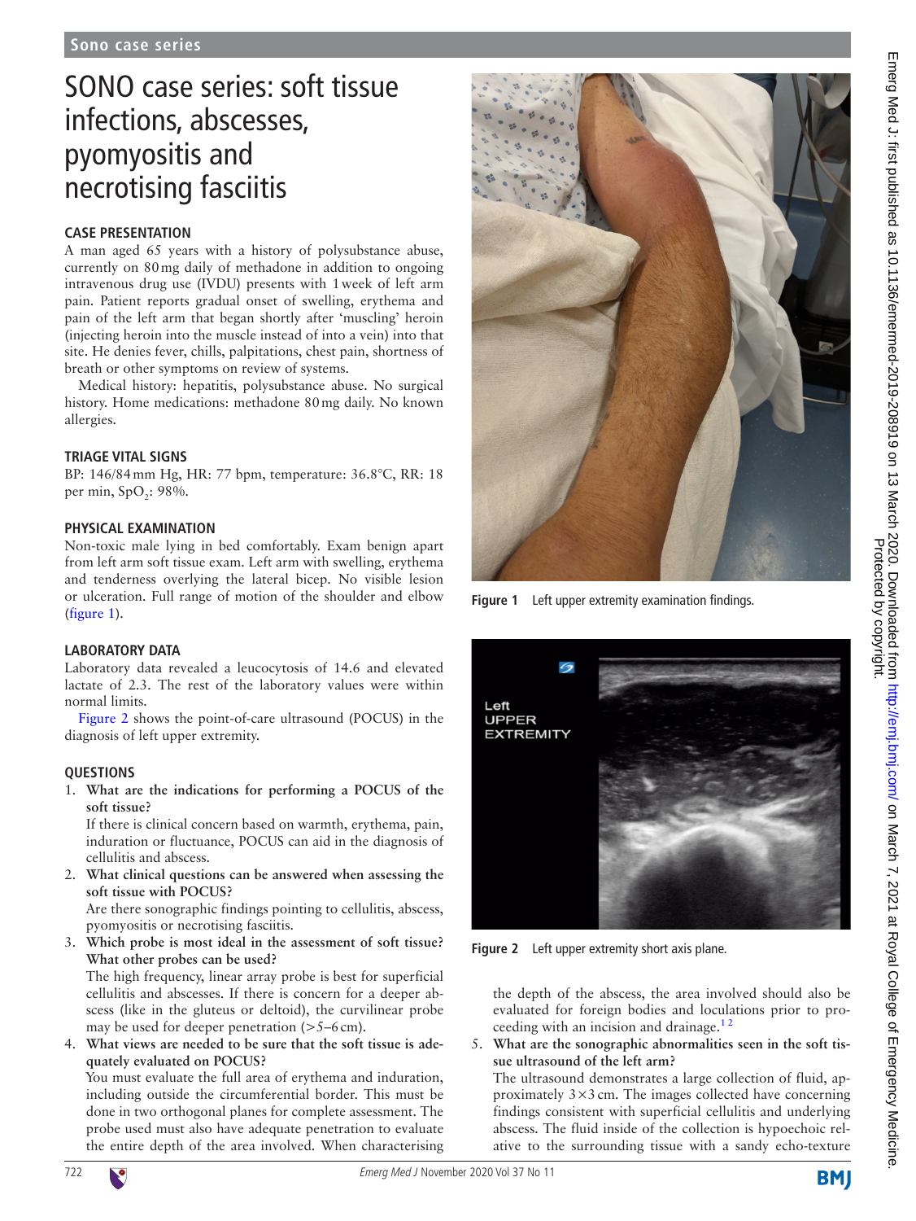Sono case series

# SONO case series: soft tissue infections, abscesses, pyomyositis and necrotising fasciitis

## CASE PRESENTATION

A man aged 65 years with a history of polysubstance abuse, currently on 80 mg daily of methadone in addition to ongoing intravenous drug use (IVDU) presents with 1 week of left arm pain. Patient reports gradual onset of swelling, erythema and pain of the left arm that began shortly after 'muscling' heroin (injecting heroin into the muscle instead of into a vein) into that site. He denies fever, chills, palpitations, chest pain, shortness of breath or other symptoms on review of systems.

Medical history: hepatitis, polysubstance abuse. No surgical history. Home medications: methadone 80 mg daily. No known allergies.

## TRIAGE VITAL SIGNS

BP: 146/84 mm Hg, HR: 77 bpm, temperature: 36.8°C, RR: 18 per min, $SpO_2$: 98%.

## PHYSICAL EXAMINATION

Non-toxic male lying in bed comfortably. Exam benign apart from left arm soft tissue exam. Left arm with swelling, erythema and tenderness overlying the lateral bicep. No visible lesion or ulceration. Full range of motion of the shoulder and elbow (figure 1).

Figure 1 Left upper extremity examination findings.

## LABORATORY DATA

Laboratory data revealed a leucocytosis of 14.6 and elevated lactate of 2.3. The rest of the laboratory values were within normal limits.

Figure 2 shows the point-of-care ultrasound (POCUS) in the diagnosis of left upper extremity.

Figure 2 Left upper extremity short axis plane.

## QUESTIONS

1. **What are the indications for performing a POCUS of the soft tissue?**
   If there is clinical concern based on warmth, erythema, pain, induration or fluctuance, POCUS can aid in the diagnosis of cellulitis and abscess.
2. **What clinical questions can be answered when assessing the soft tissue with POCUS?**
   Are there sonographic findings pointing to cellulitis, abscess, pyomyositis or necrotising fasciitis.
3. **Which probe is most ideal in the assessment of soft tissue? What other probes can be used?**
   The high frequency, linear array probe is best for superficial cellulitis and abscesses. If there is concern for a deeper abscess (like in the gluteus or deltoid), the curvilinear probe may be used for deeper penetration (>5–6 cm).
4. **What views are needed to be sure that the soft tissue is adequately evaluated on POCUS?**
   You must evaluate the full area of erythema and induration, including outside the circumferential border. This must be done in two orthogonal planes for complete assessment. The probe used must also have adequate penetration to evaluate the entire depth of the area involved. When characterising the depth of the abscess, the area involved should also be evaluated for foreign bodies and loculations prior to proceeding with an incision and drainage.[1,2]
5. **What are the sonographic abnormalities seen in the soft tissue ultrasound of the left arm?**
   The ultrasound demonstrates a large collection of fluid, approximately 3×3 cm. The images collected have concerning findings consistent with superficial cellulitis and underlying abscess. The fluid inside of the collection is hypoechoic relative to the surrounding tissue with a sandy echo-texture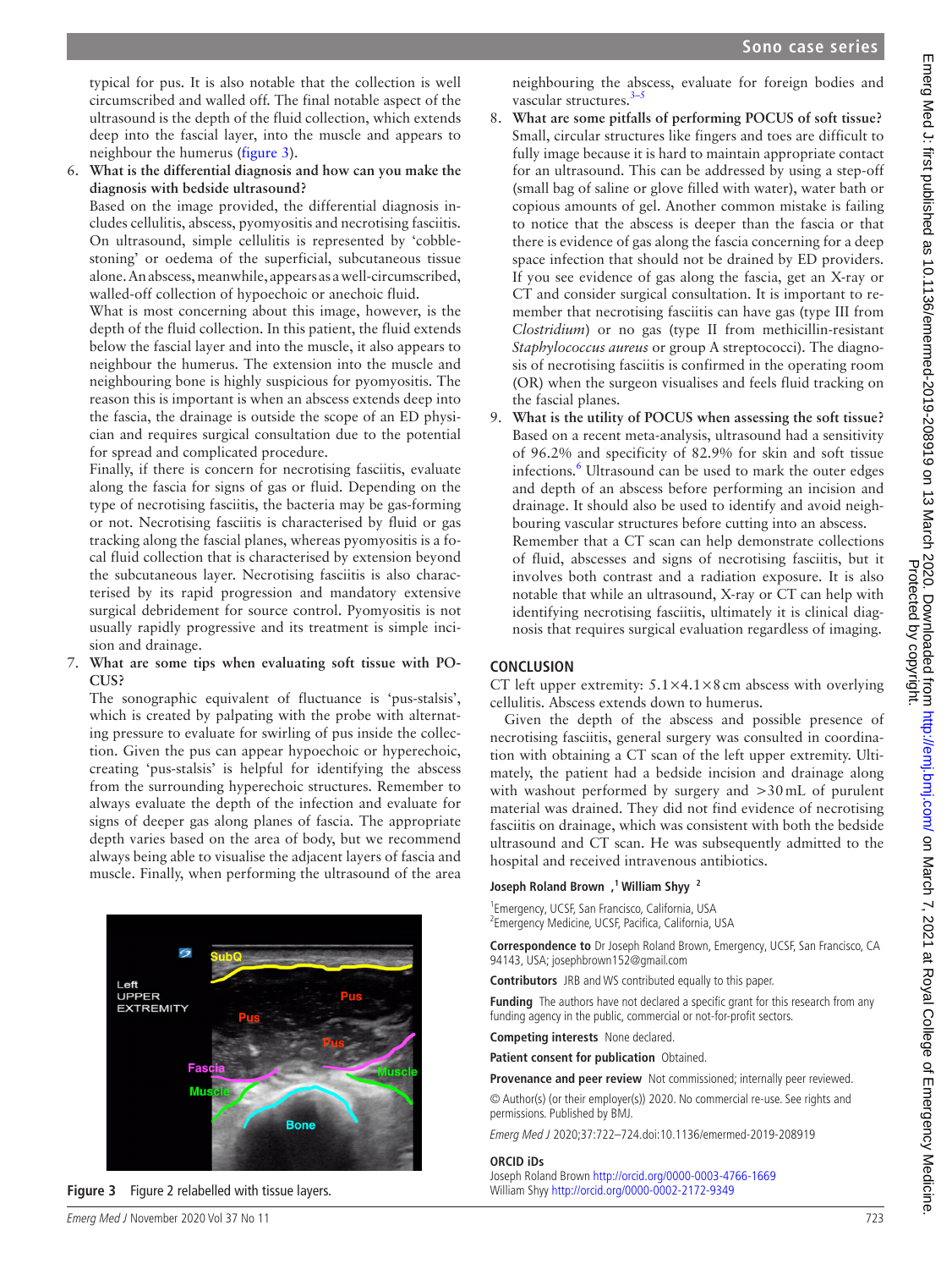typical for pus. It is also notable that the collection is well circumscribed and walled off. The final notable aspect of the ultrasound is the depth of the fluid collection, which extends deep into the fascial layer, into the muscle and appears to neighbour the humerus (figure 3).

6. **What is the differential diagnosis and how can you make the diagnosis with bedside ultrasound?**

   Based on the image provided, the differential diagnosis includes cellulitis, abscess, pyomyositis and necrotising fasciitis. On ultrasound, simple cellulitis is represented by 'cobblestoning' or oedema of the superficial, subcutaneous tissue alone. An abscess, meanwhile, appears as a well-circumscribed, walled-off collection of hypoechoic or anechoic fluid.

   What is most concerning about this image, however, is the depth of the fluid collection. In this patient, the fluid extends below the fascial layer and into the muscle, it also appears to neighbour the humerus. The extension into the muscle and neighbouring bone is highly suspicious for pyomyositis. The reason this is important is when an abscess extends deep into the fascia, the drainage is outside the scope of an ED physician and requires surgical consultation due to the potential for spread and complicated procedure.

   Finally, if there is concern for necrotising fasciitis, evaluate along the fascia for signs of gas or fluid. Depending on the type of necrotising fasciitis, the bacteria may be gas-forming or not. Necrotising fasciitis is characterised by fluid or gas tracking along the fascial planes, whereas pyomyositis is a focal fluid collection that is characterised by extension beyond the subcutaneous layer. Necrotising fasciitis is also characterised by its rapid progression and mandatory extensive surgical debridement for source control. Pyomyositis is not usually rapidly progressive and its treatment is simple incision and drainage.

7. **What are some tips when evaluating soft tissue with POCUS?**

   The sonographic equivalent of fluctuance is 'pus-stalsis', which is created by palpating with the probe with alternating pressure to evaluate for swirling of pus inside the collection. Given the pus can appear hypoechoic or hyperechoic, creating 'pus-stalsis' is helpful for identifying the abscess from the surrounding hyperechoic structures. Remember to always evaluate the depth of the infection and evaluate for signs of deeper gas along planes of fascia. The appropriate depth varies based on the area of body, but we recommend always being able to visualise the adjacent layers of fascia and muscle. Finally, when performing the ultrasound of the area neighbouring the abscess, evaluate for foreign bodies and vascular structures.[3–5]

8. **What are some pitfalls of performing POCUS of soft tissue?**

   Small, circular structures like fingers and toes are difficult to fully image because it is hard to maintain appropriate contact for an ultrasound. This can be addressed by using a step-off (small bag of saline or glove filled with water), water bath or copious amounts of gel. Another common mistake is failing to notice that the abscess is deeper than the fascia or that there is evidence of gas along the fascia concerning for a deep space infection that should not be drained by ED providers. If you see evidence of gas along the fascia, get an X-ray or CT and consider surgical consultation. It is important to remember that necrotising fasciitis can have gas (type III from *Clostridium*) or no gas (type II from methicillin-resistant *Staphylococcus aureus* or group A streptococci). The diagnosis of necrotising fasciitis is confirmed in the operating room (OR) when the surgeon visualises and feels fluid tracking on the fascial planes.

9. **What is the utility of POCUS when assessing the soft tissue?**

   Based on a recent meta-analysis, ultrasound had a sensitivity of 96.2% and specificity of 82.9% for skin and soft tissue infections.[6] Ultrasound can be used to mark the outer edges and depth of an abscess before performing an incision and drainage. It should also be used to identify and avoid neighbouring vascular structures before cutting into an abscess.

   Remember that a CT scan can help demonstrate collections of fluid, abscesses and signs of necrotising fasciitis, but it involves both contrast and a radiation exposure. It is also notable that while an ultrasound, X-ray or CT can help with identifying necrotising fasciitis, ultimately it is clinical diagnosis that requires surgical evaluation regardless of imaging.

**Figure 3** Figure 2 relabelled with tissue layers.

## CONCLUSION

CT left upper extremity: 5.1×4.1×8 cm abscess with overlying cellulitis. Abscess extends down to humerus.

Given the depth of the abscess and possible presence of necrotising fasciitis, general surgery was consulted in coordination with obtaining a CT scan of the left upper extremity. Ultimately, the patient had a bedside incision and drainage along with washout performed by surgery and >30 mL of purulent material was drained. They did not find evidence of necrotising fasciitis on drainage, which was consistent with both the bedside ultrasound and CT scan. He was subsequently admitted to the hospital and received intravenous antibiotics.

**Joseph Roland Brown** ,[1] **William Shyy** [2]

[1]Emergency, UCSF, San Francisco, California, USA
[2]Emergency Medicine, UCSF, Pacifica, California, USA

**Correspondence to** Dr Joseph Roland Brown, Emergency, UCSF, San Francisco, CA 94143, USA; josephbrown152@gmail.com

**Contributors** JRB and WS contributed equally to this paper.

**Funding** The authors have not declared a specific grant for this research from any funding agency in the public, commercial or not-for-profit sectors.

**Competing interests** None declared.

**Patient consent for publication** Obtained.

**Provenance and peer review** Not commissioned; internally peer reviewed.

© Author(s) (or their employer(s)) 2020. No commercial re-use. See rights and permissions. Published by BMJ.

*Emerg Med J* 2020;37:722–724.doi:10.1136/emermed-2019-208919

**ORCID iDs**

Joseph Roland Brown http://orcid.org/0000-0003-4766-1669
William Shyy http://orcid.org/0000-0002-2172-9349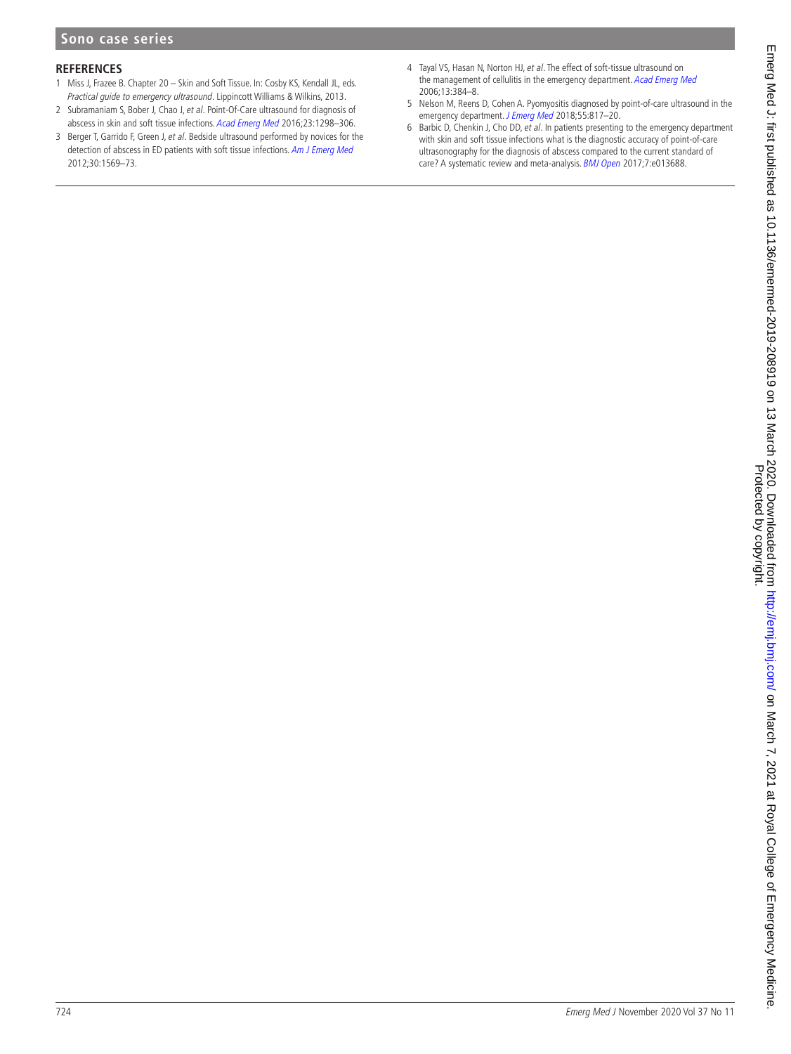## REFERENCES

1. Miss J, Frazee B. Chapter 20 – Skin and Soft Tissue. In: Cosby KS, Kendall JL, eds. *Practical guide to emergency ultrasound*. Lippincott Williams & Wilkins, 2013.
2. Subramaniam S, Bober J, Chao J, *et al*. Point-Of-Care ultrasound for diagnosis of abscess in skin and soft tissue infections. *Acad Emerg Med* 2016;23:1298–306.
3. Berger T, Garrido F, Green J, *et al*. Bedside ultrasound performed by novices for the detection of abscess in ED patients with soft tissue infections. *Am J Emerg Med* 2012;30:1569–73.
4. Tayal VS, Hasan N, Norton HJ, *et al*. The effect of soft-tissue ultrasound on the management of cellulitis in the emergency department. *Acad Emerg Med* 2006;13:384–8.
5. Nelson M, Reens D, Cohen A. Pyomyositis diagnosed by point-of-care ultrasound in the emergency department. *J Emerg Med* 2018;55:817–20.
6. Barbic D, Chenkin J, Cho DD, *et al*. In patients presenting to the emergency department with skin and soft tissue infections what is the diagnostic accuracy of point-of-care ultrasonography for the diagnosis of abscess compared to the current standard of care? A systematic review and meta-analysis. *BMJ Open* 2017;7:e013688.